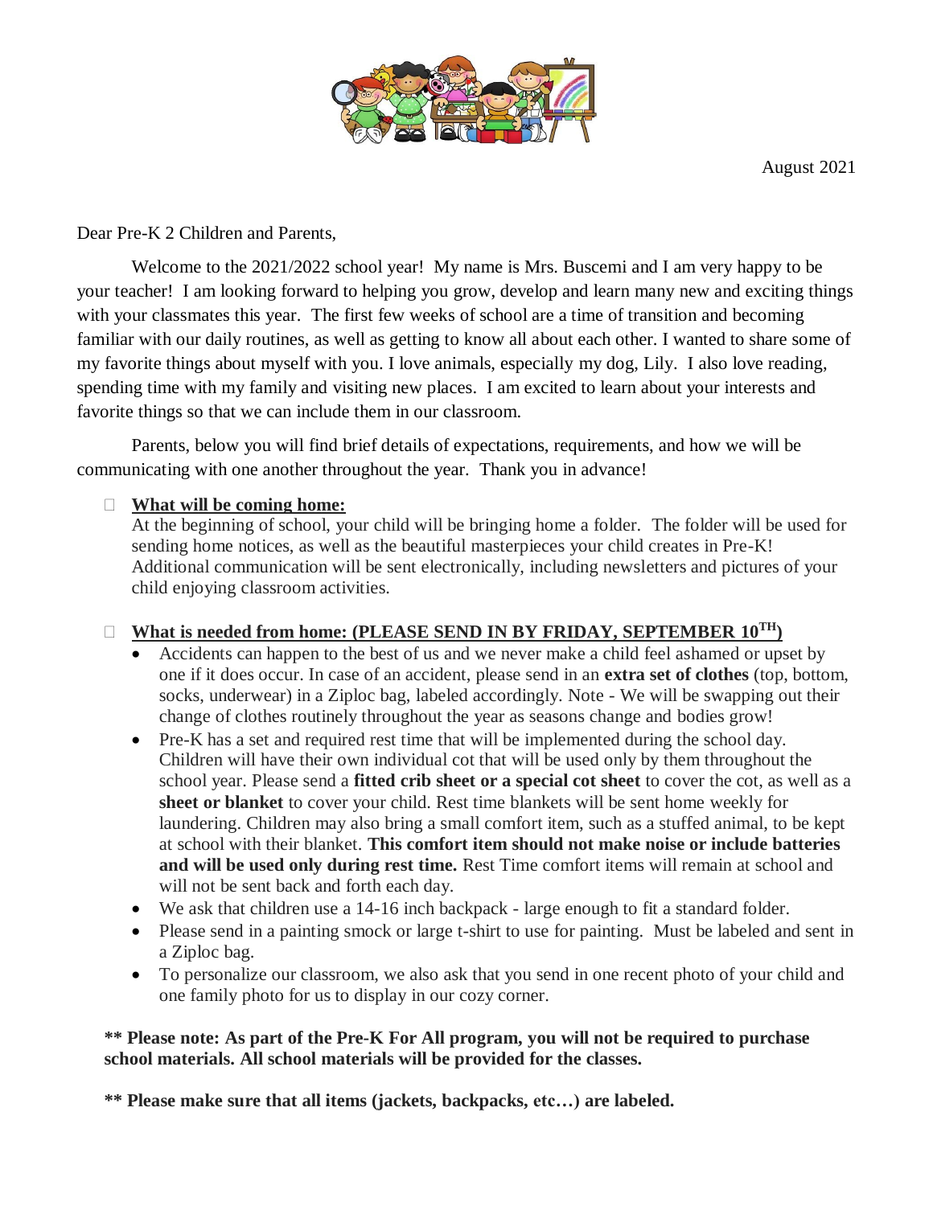August 2021

Dear Pre-K 2 Children and Parents,

Welcome to the 2021/2022 school year! My name is Mrs. Buscemi and I am very happy to be your teacher! I am looking forward to helping you grow, develop and learn many new and exciting things with your classmates this year. The first few weeks of school are a time of transition and becoming familiar with our daily routines, as well as getting to know all about each other. I wanted to share some of my favorite things about myself with you. I love animals, especially my dog, Lily. I also love reading, spending time with my family and visiting new places. I am excited to learn about your interests and favorite things so that we can include them in our classroom.

Parents, below you will find brief details of expectations, requirements, and how we will be communicating with one another throughout the year. Thank you in advance!

- **<u>What will be coming home:</u>**
  At the beginning of school, your child will be bringing home a folder. The folder will be used for sending home notices, as well as the beautiful masterpieces your child creates in Pre-K! Additional communication will be sent electronically, including newsletters and pictures of your child enjoying classroom activities.

- **<u>What is needed from home: (PLEASE SEND IN BY FRIDAY, SEPTEMBER 10TH)</u>**
  - Accidents can happen to the best of us and we never make a child feel ashamed or upset by one if it does occur. In case of an accident, please send in an **extra set of clothes** (top, bottom, socks, underwear) in a Ziploc bag, labeled accordingly. Note - We will be swapping out their change of clothes routinely throughout the year as seasons change and bodies grow!
  - Pre-K has a set and required rest time that will be implemented during the school day. Children will have their own individual cot that will be used only by them throughout the school year. Please send a **fitted crib sheet or a special cot sheet** to cover the cot, as well as a **sheet or blanket** to cover your child. Rest time blankets will be sent home weekly for laundering. Children may also bring a small comfort item, such as a stuffed animal, to be kept at school with their blanket. **This comfort item should not make noise or include batteries and will be used only during rest time.** Rest Time comfort items will remain at school and will not be sent back and forth each day.
  - We ask that children use a 14-16 inch backpack - large enough to fit a standard folder.
  - Please send in a painting smock or large t-shirt to use for painting. Must be labeled and sent in a Ziploc bag.
  - To personalize our classroom, we also ask that you send in one recent photo of your child and one family photo for us to display in our cozy corner.

**** Please note: As part of the Pre-K For All program, you will not be required to purchase school materials. All school materials will be provided for the classes.**

**** Please make sure that all items (jackets, backpacks, etc…) are labeled.**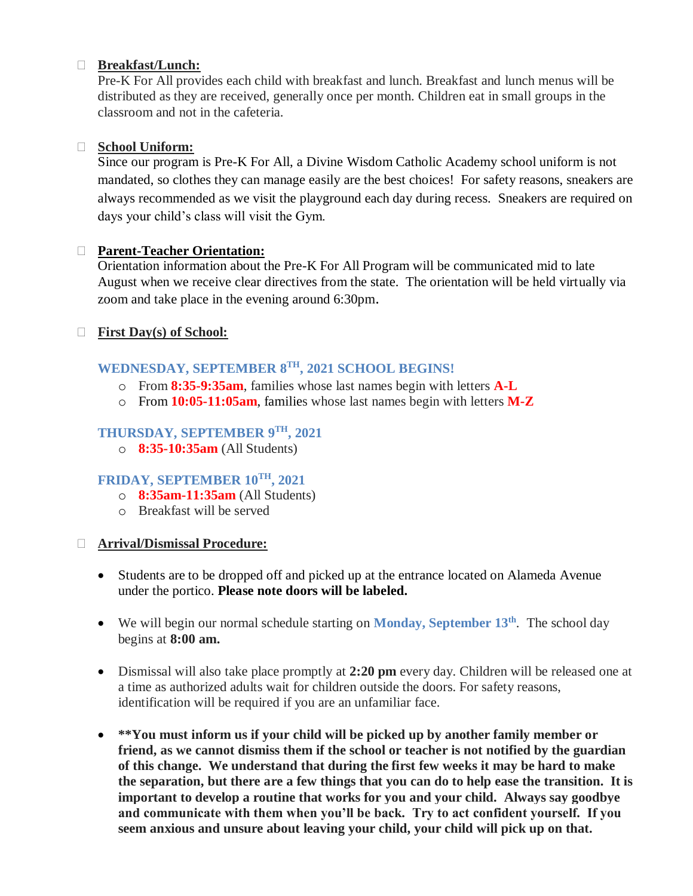- **Breakfast/Lunch:**
  Pre-K For All provides each child with breakfast and lunch. Breakfast and lunch menus will be distributed as they are received, generally once per month. Children eat in small groups in the classroom and not in the cafeteria.

- **School Uniform:**
  Since our program is Pre-K For All, a Divine Wisdom Catholic Academy school uniform is not mandated, so clothes they can manage easily are the best choices! For safety reasons, sneakers are always recommended as we visit the playground each day during recess. Sneakers are required on days your child's class will visit the Gym.

- **Parent-Teacher Orientation:**
  Orientation information about the Pre-K For All Program will be communicated mid to late August when we receive clear directives from the state. The orientation will be held virtually via zoom and take place in the evening around 6:30pm.

- **First Day(s) of School:**

  **WEDNESDAY, SEPTEMBER 8TH, 2021 SCHOOL BEGINS!**
  - From **8:35-9:35am**, families whose last names begin with letters **A-L**
  - From **10:05-11:05am**, families whose last names begin with letters **M-Z**

  **THURSDAY, SEPTEMBER 9TH, 2021**
  - **8:35-10:35am** (All Students)

  **FRIDAY, SEPTEMBER 10TH, 2021**
  - **8:35am-11:35am** (All Students)
  - Breakfast will be served

- **Arrival/Dismissal Procedure:**

  - Students are to be dropped off and picked up at the entrance located on Alameda Avenue under the portico. **Please note doors will be labeled.**

  - We will begin our normal schedule starting on **Monday, September 13th**. The school day begins at **8:00 am.**

  - Dismissal will also take place promptly at **2:20 pm** every day. Children will be released one at a time as authorized adults wait for children outside the doors. For safety reasons, identification will be required if you are an unfamiliar face.

  - ****You must inform us if your child will be picked up by another family member or friend, as we cannot dismiss them if the school or teacher is not notified by the guardian of this change. We understand that during the first few weeks it may be hard to make the separation, but there are a few things that you can do to help ease the transition. It is important to develop a routine that works for you and your child. Always say goodbye and communicate with them when you'll be back. Try to act confident yourself. If you seem anxious and unsure about leaving your child, your child will pick up on that.**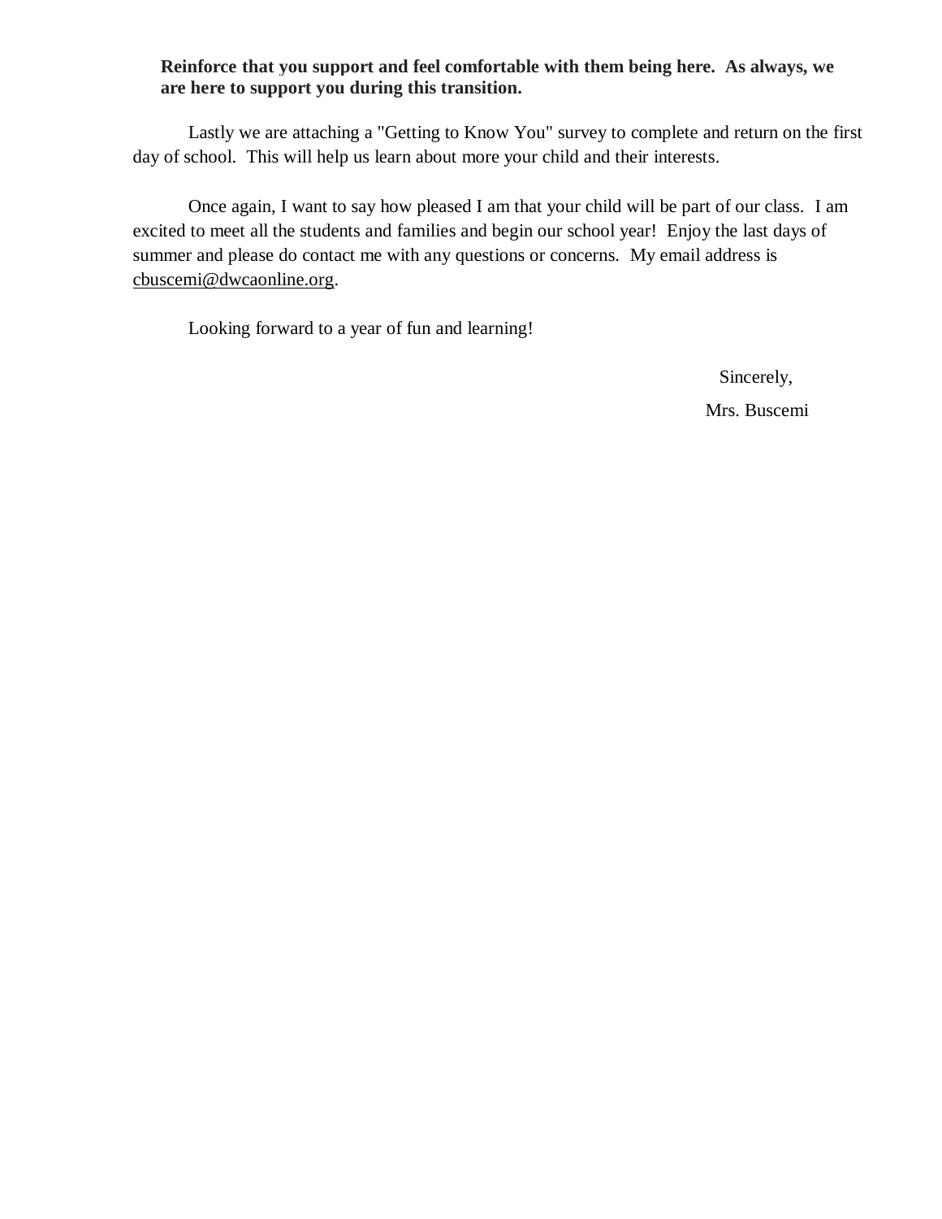**Reinforce that you support and feel comfortable with them being here. As always, we are here to support you during this transition.**

Lastly we are attaching a "Getting to Know You" survey to complete and return on the first day of school. This will help us learn about more your child and their interests.

Once again, I want to say how pleased I am that your child will be part of our class. I am excited to meet all the students and families and begin our school year! Enjoy the last days of summer and please do contact me with any questions or concerns. My email address is cbuscemi@dwcaonline.org.

Looking forward to a year of fun and learning!

Sincerely,

Mrs. Buscemi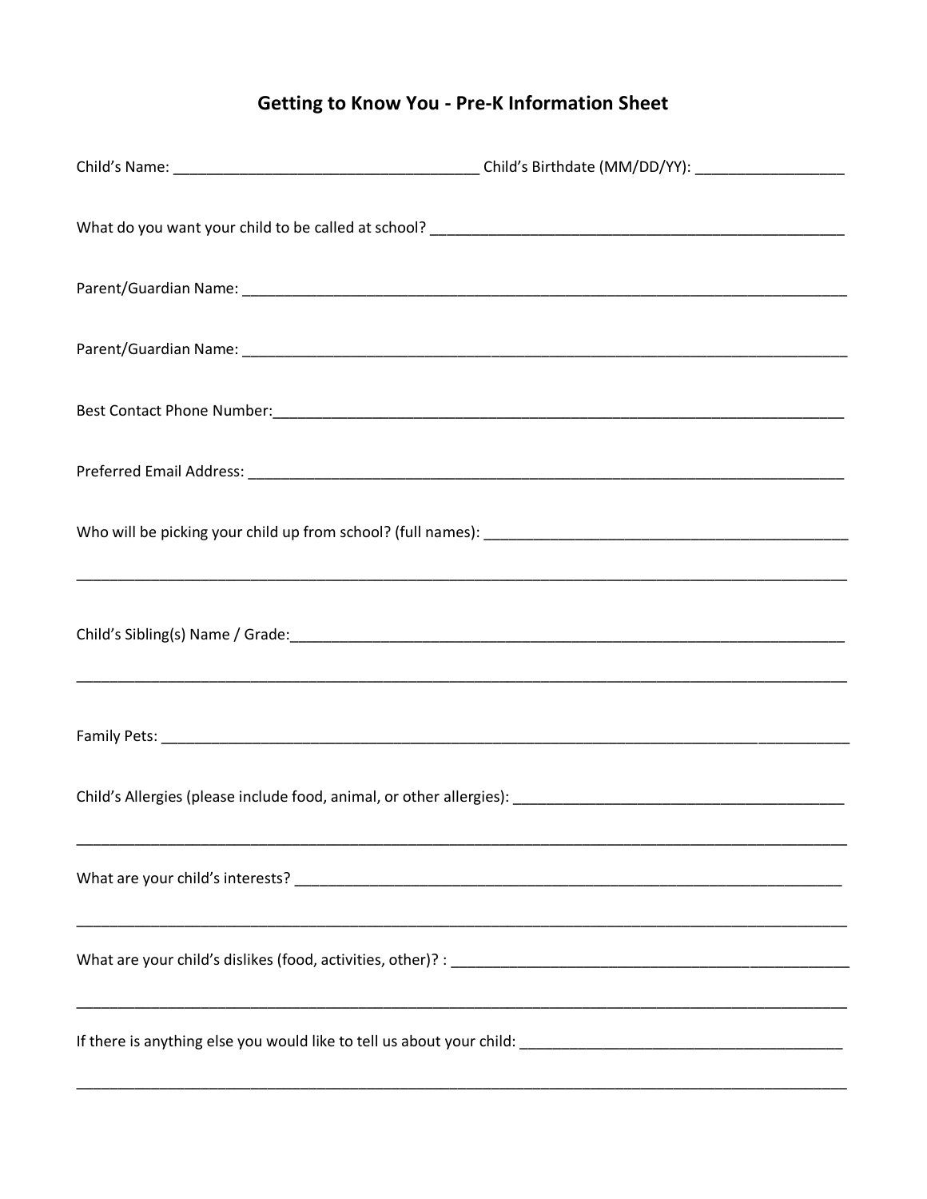# Getting to Know You - Pre-K Information Sheet

Child's Name: ____________________________________ Child's Birthdate (MM/DD/YY): _________________

What do you want your child to be called at school? _________________________________________________

Parent/Guardian Name: ___________________________________________________________________________

Parent/Guardian Name: ___________________________________________________________________________

Best Contact Phone Number:_______________________________________________________________________

Preferred Email Address: ________________________________________________________________________

Who will be picking your child up from school? (full names): _____________________________________________

_____________________________________________________________________________________________

Child's Sibling(s) Name / Grade:___________________________________________________________________

_____________________________________________________________________________________________

Family Pets: __________________________________________________________________________________

Child's Allergies (please include food, animal, or other allergies): __________________________________________

_____________________________________________________________________________________________

What are your child's interests? ___________________________________________________________________

_____________________________________________________________________________________________

What are your child's dislikes (food, activities, other)? : __________________________________________________

_____________________________________________________________________________________________

If there is anything else you would like to tell us about your child: _______________________________________

_____________________________________________________________________________________________